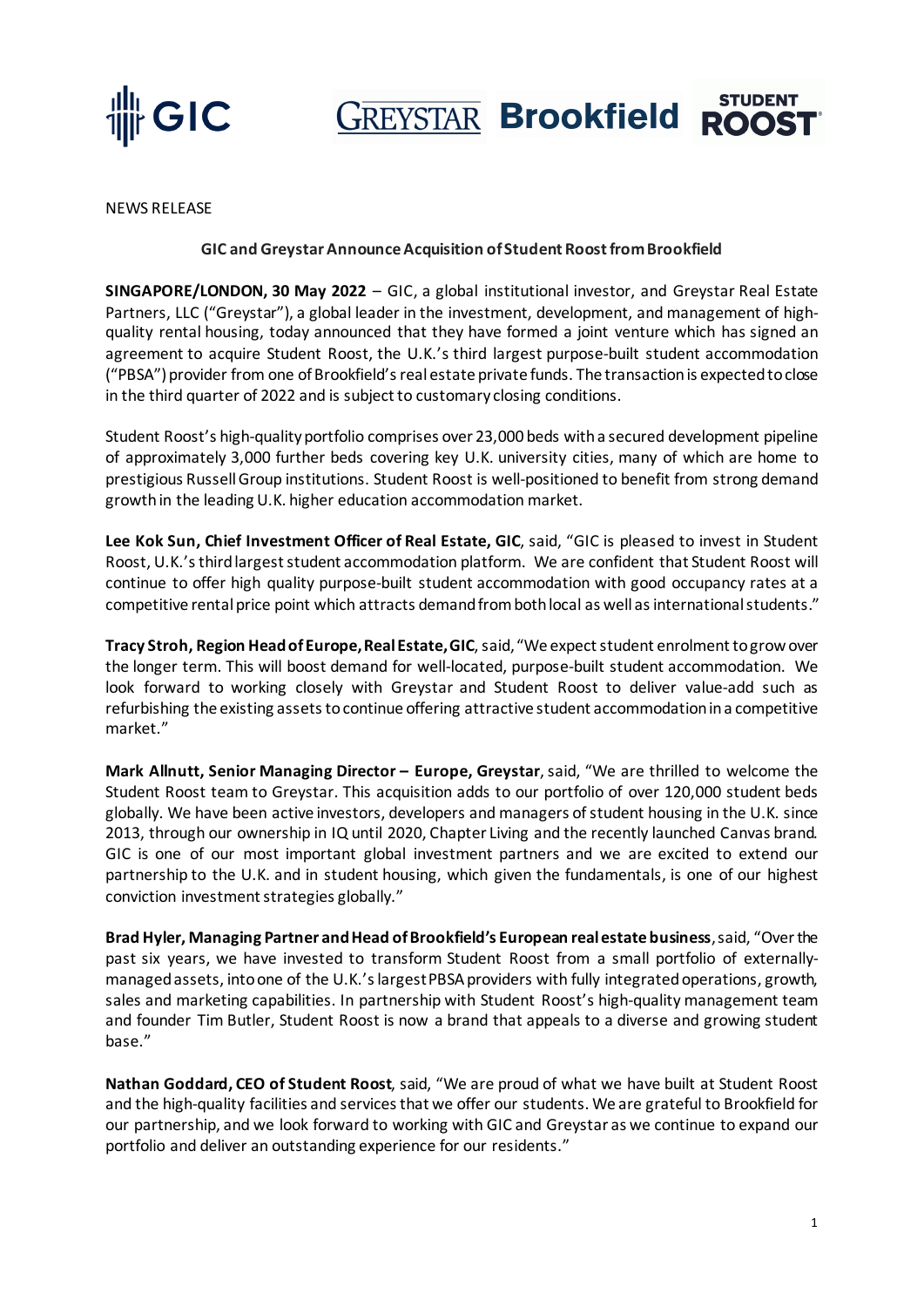NEWS RELEASE

## GIC and Greystar Announce Acquisition of Student Roost from Brookfield

**SINGAPORE/LONDON, 30 May 2022** – GIC, a global institutional investor, and Greystar Real Estate Partners, LLC ("Greystar"), a global leader in the investment, development, and management of high-quality rental housing, today announced that they have formed a joint venture which has signed an agreement to acquire Student Roost, the U.K.'s third largest purpose-built student accommodation ("PBSA") provider from one of Brookfield's real estate private funds. The transaction is expected to close in the third quarter of 2022 and is subject to customary closing conditions.

Student Roost's high-quality portfolio comprises over 23,000 beds with a secured development pipeline of approximately 3,000 further beds covering key U.K. university cities, many of which are home to prestigious Russell Group institutions. Student Roost is well-positioned to benefit from strong demand growth in the leading U.K. higher education accommodation market.

**Lee Kok Sun, Chief Investment Officer of Real Estate, GIC**, said, "GIC is pleased to invest in Student Roost, U.K.'s third largest student accommodation platform. We are confident that Student Roost will continue to offer high quality purpose-built student accommodation with good occupancy rates at a competitive rental price point which attracts demand from both local as well as international students."

**Tracy Stroh, Region Head of Europe, Real Estate, GIC**, said, "We expect student enrolment to grow over the longer term. This will boost demand for well-located, purpose-built student accommodation. We look forward to working closely with Greystar and Student Roost to deliver value-add such as refurbishing the existing assets to continue offering attractive student accommodation in a competitive market."

**Mark Allnutt, Senior Managing Director – Europe, Greystar**, said, "We are thrilled to welcome the Student Roost team to Greystar. This acquisition adds to our portfolio of over 120,000 student beds globally. We have been active investors, developers and managers of student housing in the U.K. since 2013, through our ownership in IQ until 2020, Chapter Living and the recently launched Canvas brand. GIC is one of our most important global investment partners and we are excited to extend our partnership to the U.K. and in student housing, which given the fundamentals, is one of our highest conviction investment strategies globally."

**Brad Hyler, Managing Partner and Head of Brookfield's European real estate business**, said, "Over the past six years, we have invested to transform Student Roost from a small portfolio of externally-managed assets, into one of the U.K.'s largest PBSA providers with fully integrated operations, growth, sales and marketing capabilities. In partnership with Student Roost's high-quality management team and founder Tim Butler, Student Roost is now a brand that appeals to a diverse and growing student base."

**Nathan Goddard, CEO of Student Roost**, said, "We are proud of what we have built at Student Roost and the high-quality facilities and services that we offer our students. We are grateful to Brookfield for our partnership, and we look forward to working with GIC and Greystar as we continue to expand our portfolio and deliver an outstanding experience for our residents."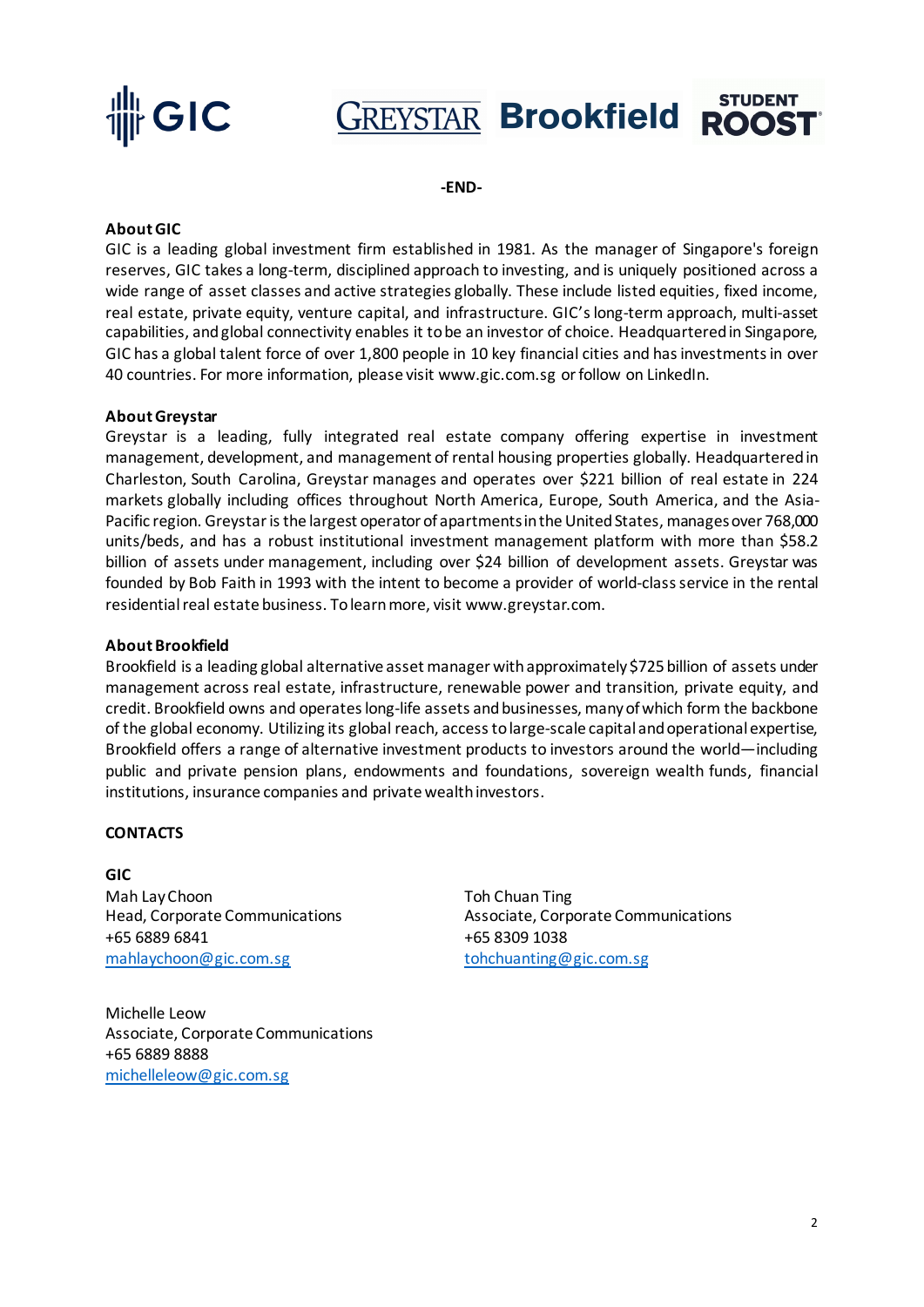-END-

**About GIC**

GIC is a leading global investment firm established in 1981. As the manager of Singapore's foreign reserves, GIC takes a long-term, disciplined approach to investing, and is uniquely positioned across a wide range of asset classes and active strategies globally. These include listed equities, fixed income, real estate, private equity, venture capital, and infrastructure. GIC's long-term approach, multi-asset capabilities, and global connectivity enables it to be an investor of choice. Headquartered in Singapore, GIC has a global talent force of over 1,800 people in 10 key financial cities and has investments in over 40 countries. For more information, please visit www.gic.com.sg or follow on LinkedIn.

**About Greystar**

Greystar is a leading, fully integrated real estate company offering expertise in investment management, development, and management of rental housing properties globally. Headquartered in Charleston, South Carolina, Greystar manages and operates over $221 billion of real estate in 224 markets globally including offices throughout North America, Europe, South America, and the Asia-Pacific region. Greystar is the largest operator of apartments in the United States, manages over 768,000 units/beds, and has a robust institutional investment management platform with more than $58.2 billion of assets under management, including over $24 billion of development assets. Greystar was founded by Bob Faith in 1993 with the intent to become a provider of world-class service in the rental residential real estate business. To learn more, visit www.greystar.com.

**About Brookfield**

Brookfield is a leading global alternative asset manager with approximately $725 billion of assets under management across real estate, infrastructure, renewable power and transition, private equity, and credit. Brookfield owns and operates long-life assets and businesses, many of which form the backbone of the global economy. Utilizing its global reach, access to large-scale capital and operational expertise, Brookfield offers a range of alternative investment products to investors around the world—including public and private pension plans, endowments and foundations, sovereign wealth funds, financial institutions, insurance companies and private wealth investors.

**CONTACTS**

**GIC**

Mah Lay Choon
Head, Corporate Communications
+65 6889 6841
mahlaychoon@gic.com.sg

Toh Chuan Ting
Associate, Corporate Communications
+65 8309 1038
tohchuanting@gic.com.sg

Michelle Leow
Associate, Corporate Communications
+65 6889 8888
michelleleow@gic.com.sg